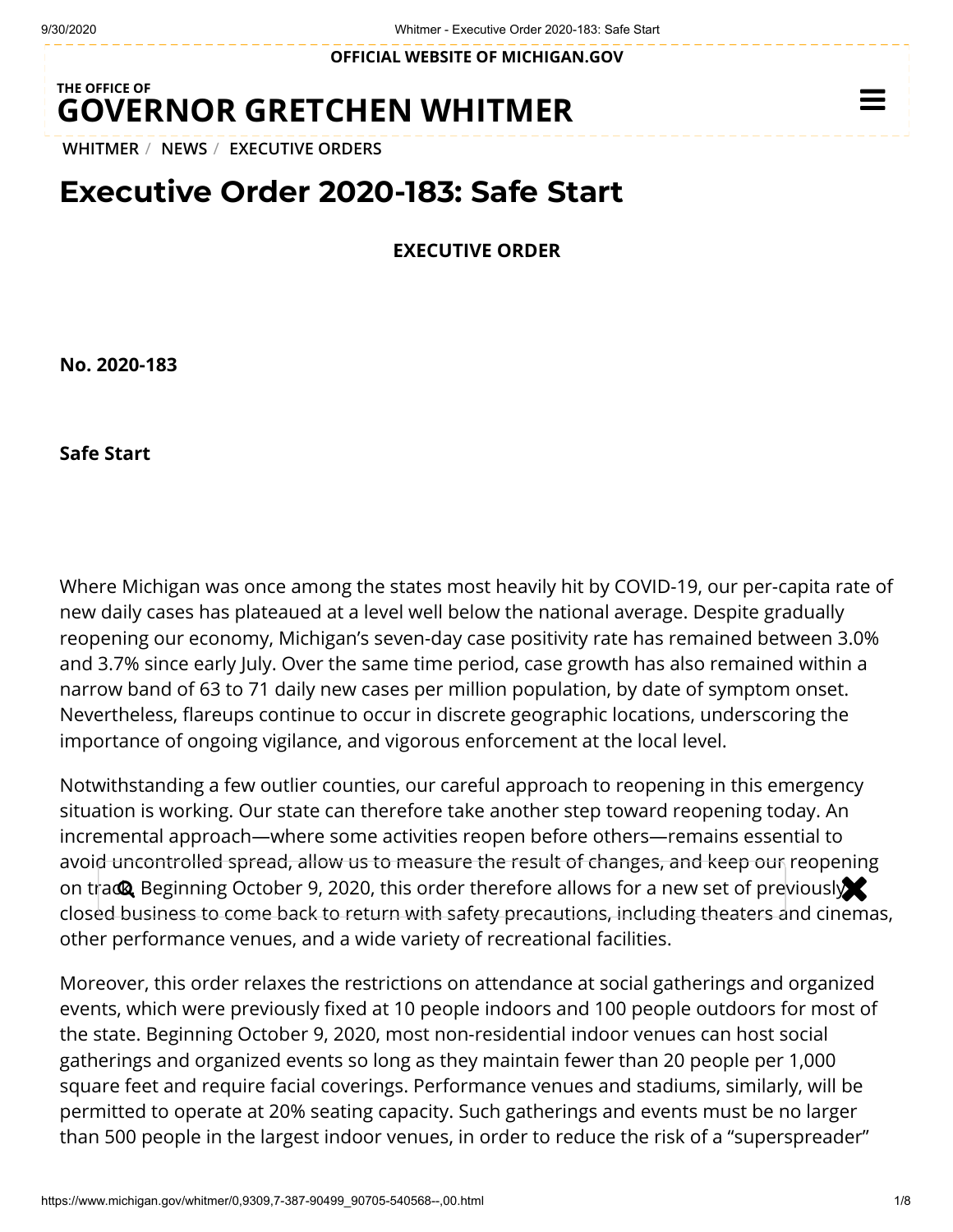# Executive Order 2020-183: Safe Start

**EXECUTIVE ORDER**

**No. 2020-183**

**Safe Start**

Where Michigan was once among the states most heavily hit by COVID-19, our per-capita rate of new daily cases has plateaued at a level well below the national average. Despite gradually reopening our economy, Michigan's seven-day case positivity rate has remained between 3.0% and 3.7% since early July. Over the same time period, case growth has also remained within a narrow band of 63 to 71 daily new cases per million population, by date of symptom onset. Nevertheless, flareups continue to occur in discrete geographic locations, underscoring the importance of ongoing vigilance, and vigorous enforcement at the local level.

Notwithstanding a few outlier counties, our careful approach to reopening in this emergency situation is working. Our state can therefore take another step toward reopening today. An incremental approach—where some activities reopen before others—remains essential to avoid uncontrolled spread, allow us to measure the result of changes, and keep our reopening on track. Beginning October 9, 2020, this order therefore allows for a new set of previously closed business to come back to return with safety precautions, including theaters and cinemas, other performance venues, and a wide variety of recreational facilities.

Moreover, this order relaxes the restrictions on attendance at social gatherings and organized events, which were previously fixed at 10 people indoors and 100 people outdoors for most of the state. Beginning October 9, 2020, most non-residential indoor venues can host social gatherings and organized events so long as they maintain fewer than 20 people per 1,000 square feet and require facial coverings. Performance venues and stadiums, similarly, will be permitted to operate at 20% seating capacity. Such gatherings and events must be no larger than 500 people in the largest indoor venues, in order to reduce the risk of a "superspreader"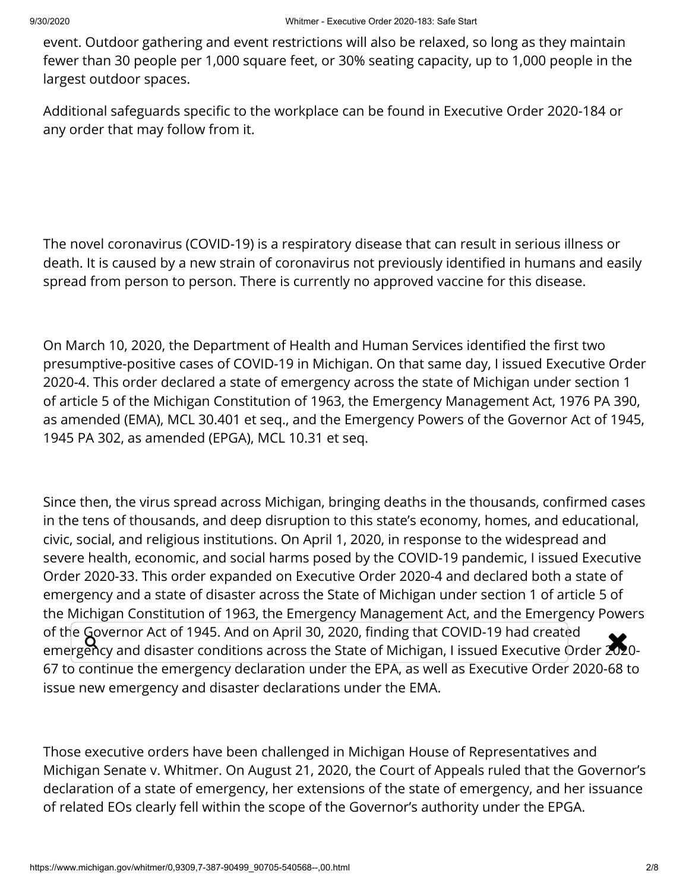event. Outdoor gathering and event restrictions will also be relaxed, so long as they maintain fewer than 30 people per 1,000 square feet, or 30% seating capacity, up to 1,000 people in the largest outdoor spaces.

Additional safeguards specific to the workplace can be found in Executive Order 2020-184 or any order that may follow from it.

The novel coronavirus (COVID-19) is a respiratory disease that can result in serious illness or death. It is caused by a new strain of coronavirus not previously identified in humans and easily spread from person to person. There is currently no approved vaccine for this disease.

On March 10, 2020, the Department of Health and Human Services identified the first two presumptive-positive cases of COVID-19 in Michigan. On that same day, I issued Executive Order 2020-4. This order declared a state of emergency across the state of Michigan under section 1 of article 5 of the Michigan Constitution of 1963, the Emergency Management Act, 1976 PA 390, as amended (EMA), MCL 30.401 et seq., and the Emergency Powers of the Governor Act of 1945, 1945 PA 302, as amended (EPGA), MCL 10.31 et seq.

Since then, the virus spread across Michigan, bringing deaths in the thousands, confirmed cases in the tens of thousands, and deep disruption to this state's economy, homes, and educational, civic, social, and religious institutions. On April 1, 2020, in response to the widespread and severe health, economic, and social harms posed by the COVID-19 pandemic, I issued Executive Order 2020-33. This order expanded on Executive Order 2020-4 and declared both a state of emergency and a state of disaster across the State of Michigan under section 1 of article 5 of the Michigan Constitution of 1963, the Emergency Management Act, and the Emergency Powers of the Governor Act of 1945. And on April 30, 2020, finding that COVID-19 had created emergency and disaster conditions across the State of Michigan, I issued Executive Order 2020-67 to continue the emergency declaration under the EPA, as well as Executive Order 2020-68 to issue new emergency and disaster declarations under the EMA.

Those executive orders have been challenged in Michigan House of Representatives and Michigan Senate v. Whitmer. On August 21, 2020, the Court of Appeals ruled that the Governor's declaration of a state of emergency, her extensions of the state of emergency, and her issuance of related EOs clearly fell within the scope of the Governor's authority under the EPGA.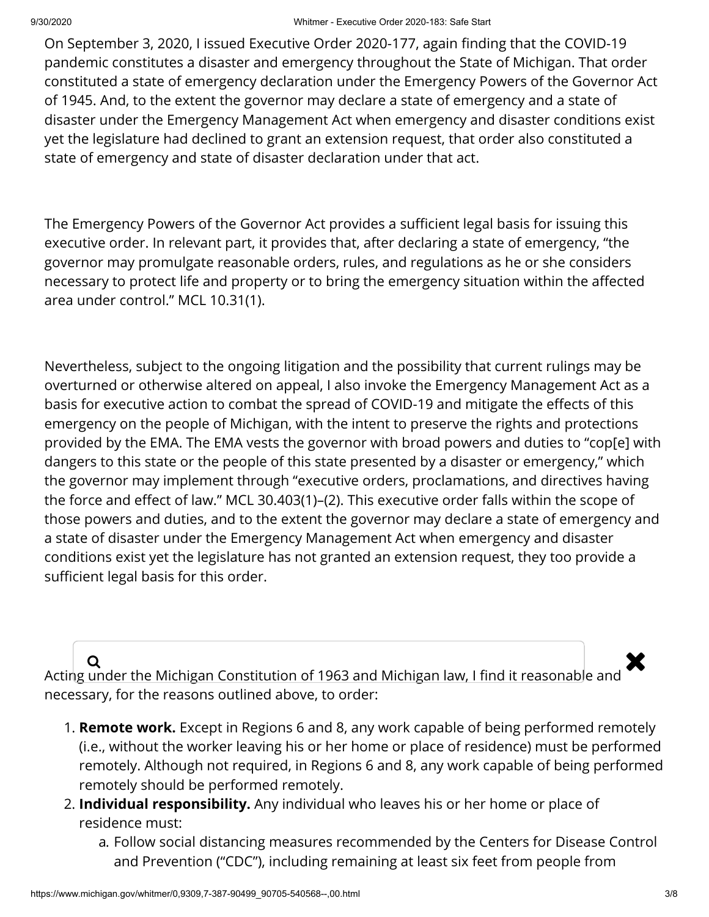On September 3, 2020, I issued Executive Order 2020-177, again finding that the COVID-19 pandemic constitutes a disaster and emergency throughout the State of Michigan. That order constituted a state of emergency declaration under the Emergency Powers of the Governor Act of 1945. And, to the extent the governor may declare a state of emergency and a state of disaster under the Emergency Management Act when emergency and disaster conditions exist yet the legislature had declined to grant an extension request, that order also constituted a state of emergency and state of disaster declaration under that act.

The Emergency Powers of the Governor Act provides a sufficient legal basis for issuing this executive order. In relevant part, it provides that, after declaring a state of emergency, "the governor may promulgate reasonable orders, rules, and regulations as he or she considers necessary to protect life and property or to bring the emergency situation within the affected area under control." MCL 10.31(1).

Nevertheless, subject to the ongoing litigation and the possibility that current rulings may be overturned or otherwise altered on appeal, I also invoke the Emergency Management Act as a basis for executive action to combat the spread of COVID-19 and mitigate the effects of this emergency on the people of Michigan, with the intent to preserve the rights and protections provided by the EMA. The EMA vests the governor with broad powers and duties to "cop[e] with dangers to this state or the people of this state presented by a disaster or emergency," which the governor may implement through "executive orders, proclamations, and directives having the force and effect of law." MCL 30.403(1)–(2). This executive order falls within the scope of those powers and duties, and to the extent the governor may declare a state of emergency and a state of disaster under the Emergency Management Act when emergency and disaster conditions exist yet the legislature has not granted an extension request, they too provide a sufficient legal basis for this order.

Acting under the Michigan Constitution of 1963 and Michigan law, I find it reasonable and necessary, for the reasons outlined above, to order:

1. **Remote work.** Except in Regions 6 and 8, any work capable of being performed remotely (i.e., without the worker leaving his or her home or place of residence) must be performed remotely. Although not required, in Regions 6 and 8, any work capable of being performed remotely should be performed remotely.
2. **Individual responsibility.** Any individual who leaves his or her home or place of residence must:
   a. Follow social distancing measures recommended by the Centers for Disease Control and Prevention ("CDC"), including remaining at least six feet from people from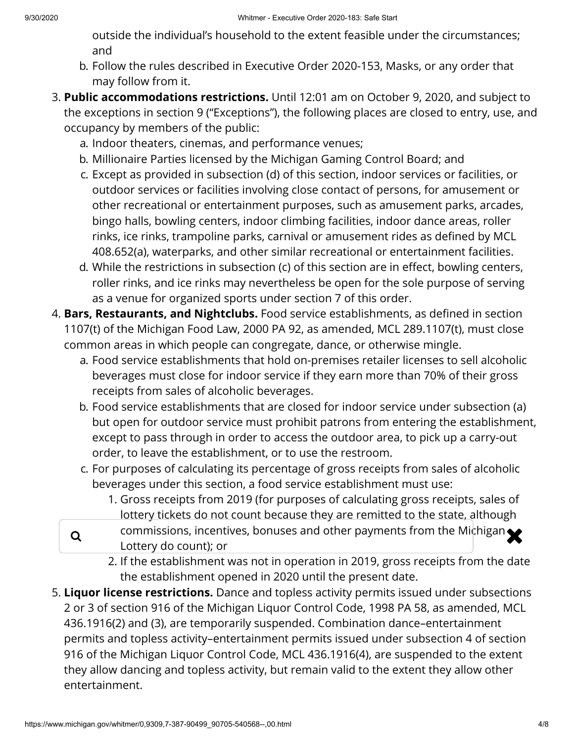outside the individual's household to the extent feasible under the circumstances; and

   b. Follow the rules described in Executive Order 2020-153, Masks, or any order that may follow from it.

3. **Public accommodations restrictions.** Until 12:01 am on October 9, 2020, and subject to the exceptions in section 9 ("Exceptions"), the following places are closed to entry, use, and occupancy by members of the public:
   a. Indoor theaters, cinemas, and performance venues;
   b. Millionaire Parties licensed by the Michigan Gaming Control Board; and
   c. Except as provided in subsection (d) of this section, indoor services or facilities, or outdoor services or facilities involving close contact of persons, for amusement or other recreational or entertainment purposes, such as amusement parks, arcades, bingo halls, bowling centers, indoor climbing facilities, indoor dance areas, roller rinks, ice rinks, trampoline parks, carnival or amusement rides as defined by MCL 408.652(a), waterparks, and other similar recreational or entertainment facilities.
   d. While the restrictions in subsection (c) of this section are in effect, bowling centers, roller rinks, and ice rinks may nevertheless be open for the sole purpose of serving as a venue for organized sports under section 7 of this order.

4. **Bars, Restaurants, and Nightclubs.** Food service establishments, as defined in section 1107(t) of the Michigan Food Law, 2000 PA 92, as amended, MCL 289.1107(t), must close common areas in which people can congregate, dance, or otherwise mingle.
   a. Food service establishments that hold on-premises retailer licenses to sell alcoholic beverages must close for indoor service if they earn more than 70% of their gross receipts from sales of alcoholic beverages.
   b. Food service establishments that are closed for indoor service under subsection (a) but open for outdoor service must prohibit patrons from entering the establishment, except to pass through in order to access the outdoor area, to pick up a carry-out order, to leave the establishment, or to use the restroom.
   c. For purposes of calculating its percentage of gross receipts from sales of alcoholic beverages under this section, a food service establishment must use:
      1. Gross receipts from 2019 (for purposes of calculating gross receipts, sales of lottery tickets do not count because they are remitted to the state, although commissions, incentives, bonuses and other payments from the Michigan Lottery do count); or
      2. If the establishment was not in operation in 2019, gross receipts from the date the establishment opened in 2020 until the present date.

5. **Liquor license restrictions.** Dance and topless activity permits issued under subsections 2 or 3 of section 916 of the Michigan Liquor Control Code, 1998 PA 58, as amended, MCL 436.1916(2) and (3), are temporarily suspended. Combination dance–entertainment permits and topless activity–entertainment permits issued under subsection 4 of section 916 of the Michigan Liquor Control Code, MCL 436.1916(4), are suspended to the extent they allow dancing and topless activity, but remain valid to the extent they allow other entertainment.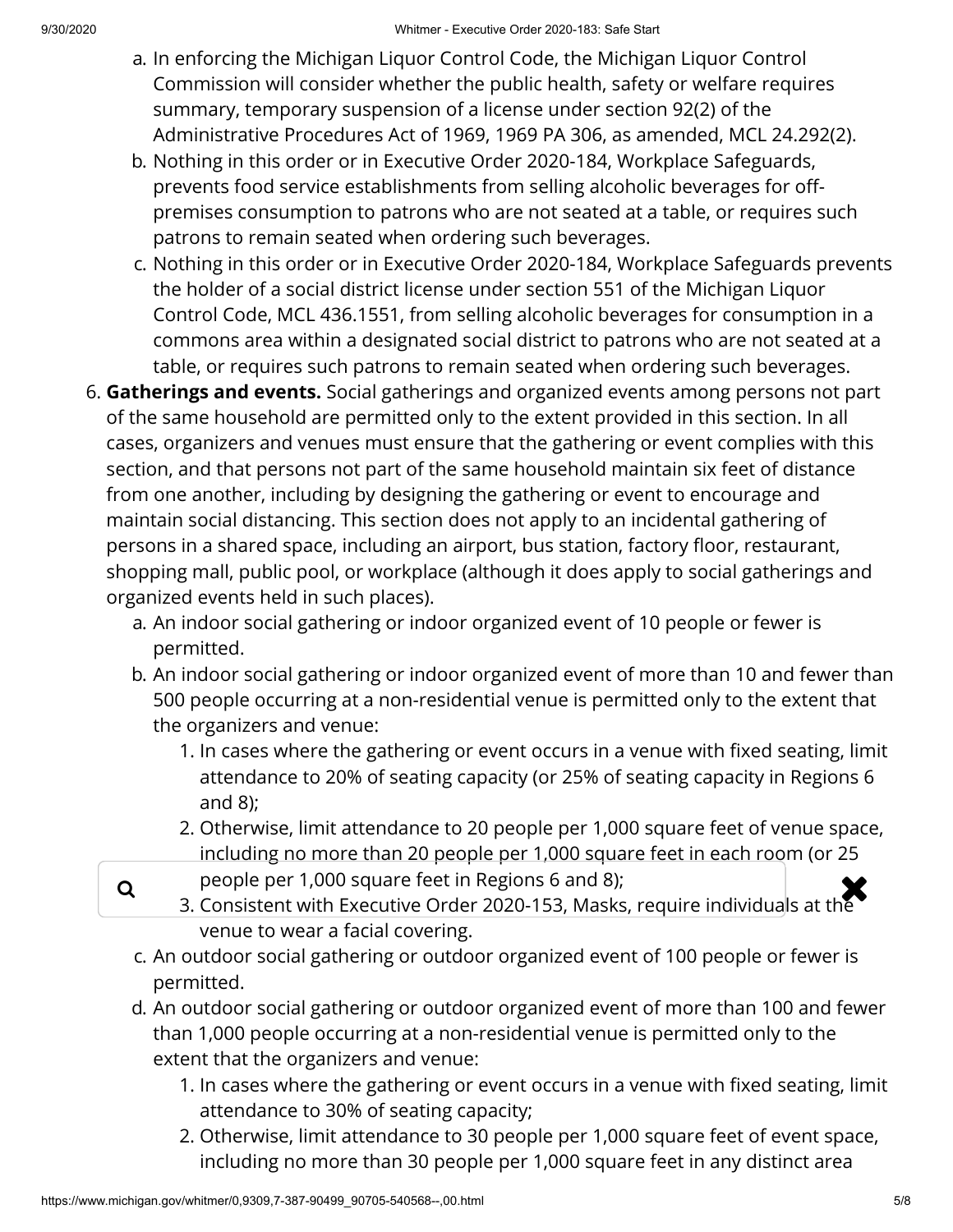a. In enforcing the Michigan Liquor Control Code, the Michigan Liquor Control Commission will consider whether the public health, safety or welfare requires summary, temporary suspension of a license under section 92(2) of the Administrative Procedures Act of 1969, 1969 PA 306, as amended, MCL 24.292(2).
b. Nothing in this order or in Executive Order 2020-184, Workplace Safeguards, prevents food service establishments from selling alcoholic beverages for off-premises consumption to patrons who are not seated at a table, or requires such patrons to remain seated when ordering such beverages.
c. Nothing in this order or in Executive Order 2020-184, Workplace Safeguards prevents the holder of a social district license under section 551 of the Michigan Liquor Control Code, MCL 436.1551, from selling alcoholic beverages for consumption in a commons area within a designated social district to patrons who are not seated at a table, or requires such patrons to remain seated when ordering such beverages.

6. **Gatherings and events.** Social gatherings and organized events among persons not part of the same household are permitted only to the extent provided in this section. In all cases, organizers and venues must ensure that the gathering or event complies with this section, and that persons not part of the same household maintain six feet of distance from one another, including by designing the gathering or event to encourage and maintain social distancing. This section does not apply to an incidental gathering of persons in a shared space, including an airport, bus station, factory floor, restaurant, shopping mall, public pool, or workplace (although it does apply to social gatherings and organized events held in such places).
   a. An indoor social gathering or indoor organized event of 10 people or fewer is permitted.
   b. An indoor social gathering or indoor organized event of more than 10 and fewer than 500 people occurring at a non-residential venue is permitted only to the extent that the organizers and venue:
      1. In cases where the gathering or event occurs in a venue with fixed seating, limit attendance to 20% of seating capacity (or 25% of seating capacity in Regions 6 and 8);
      2. Otherwise, limit attendance to 20 people per 1,000 square feet of venue space, including no more than 20 people per 1,000 square feet in each room (or 25 people per 1,000 square feet in Regions 6 and 8);
      3. Consistent with Executive Order 2020-153, Masks, require individuals at the venue to wear a facial covering.
   c. An outdoor social gathering or outdoor organized event of 100 people or fewer is permitted.
   d. An outdoor social gathering or outdoor organized event of more than 100 and fewer than 1,000 people occurring at a non-residential venue is permitted only to the extent that the organizers and venue:
      1. In cases where the gathering or event occurs in a venue with fixed seating, limit attendance to 30% of seating capacity;
      2. Otherwise, limit attendance to 30 people per 1,000 square feet of event space, including no more than 30 people per 1,000 square feet in any distinct area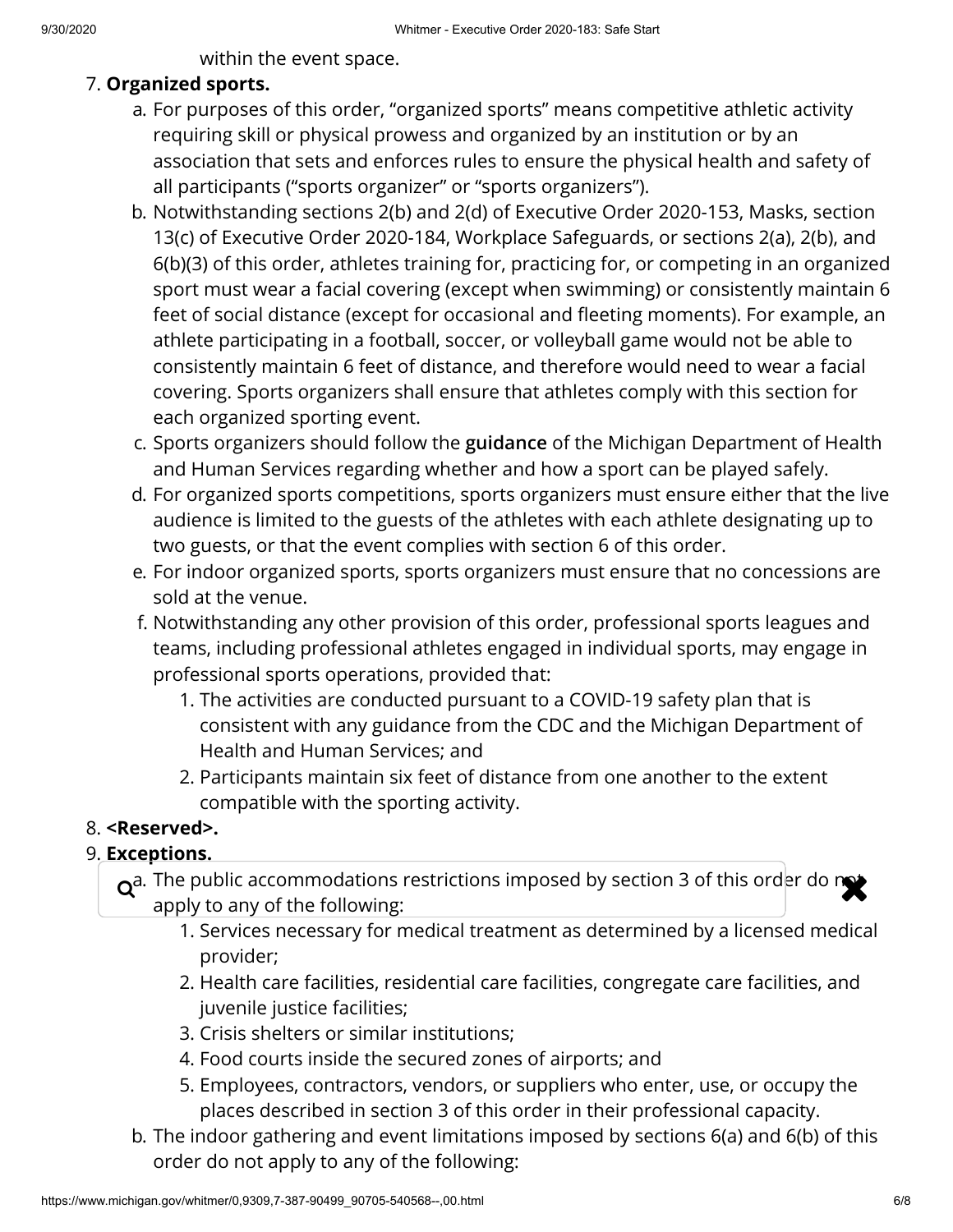within the event space.

7. **Organized sports.**
    a. For purposes of this order, "organized sports" means competitive athletic activity requiring skill or physical prowess and organized by an institution or by an association that sets and enforces rules to ensure the physical health and safety of all participants ("sports organizer" or "sports organizers").
    b. Notwithstanding sections 2(b) and 2(d) of Executive Order 2020-153, Masks, section 13(c) of Executive Order 2020-184, Workplace Safeguards, or sections 2(a), 2(b), and 6(b)(3) of this order, athletes training for, practicing for, or competing in an organized sport must wear a facial covering (except when swimming) or consistently maintain 6 feet of social distance (except for occasional and fleeting moments). For example, an athlete participating in a football, soccer, or volleyball game would not be able to consistently maintain 6 feet of distance, and therefore would need to wear a facial covering. Sports organizers shall ensure that athletes comply with this section for each organized sporting event.
    c. Sports organizers should follow the **guidance** of the Michigan Department of Health and Human Services regarding whether and how a sport can be played safely.
    d. For organized sports competitions, sports organizers must ensure either that the live audience is limited to the guests of the athletes with each athlete designating up to two guests, or that the event complies with section 6 of this order.
    e. For indoor organized sports, sports organizers must ensure that no concessions are sold at the venue.
    f. Notwithstanding any other provision of this order, professional sports leagues and teams, including professional athletes engaged in individual sports, may engage in professional sports operations, provided that:
        1. The activities are conducted pursuant to a COVID-19 safety plan that is consistent with any guidance from the CDC and the Michigan Department of Health and Human Services; and
        2. Participants maintain six feet of distance from one another to the extent compatible with the sporting activity.
8. **<Reserved>.**
9. **Exceptions.**
    a. The public accommodations restrictions imposed by section 3 of this order do not apply to any of the following:
        1. Services necessary for medical treatment as determined by a licensed medical provider;
        2. Health care facilities, residential care facilities, congregate care facilities, and juvenile justice facilities;
        3. Crisis shelters or similar institutions;
        4. Food courts inside the secured zones of airports; and
        5. Employees, contractors, vendors, or suppliers who enter, use, or occupy the places described in section 3 of this order in their professional capacity.
    b. The indoor gathering and event limitations imposed by sections 6(a) and 6(b) of this order do not apply to any of the following: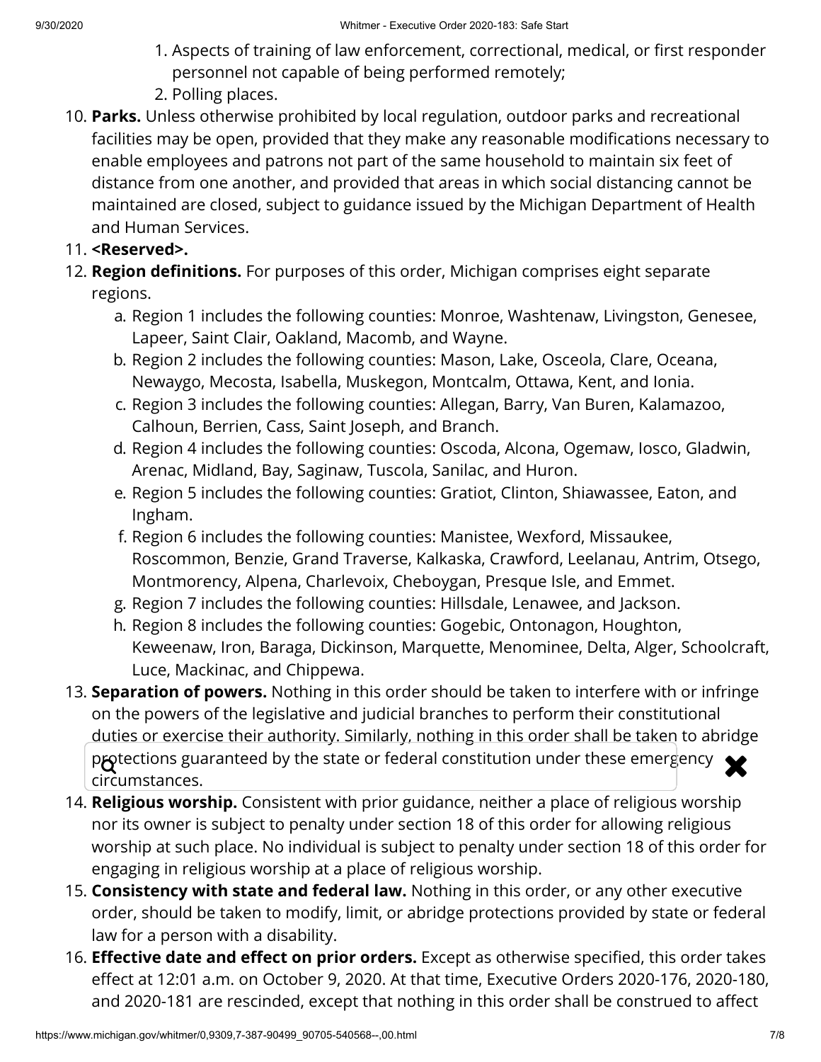1. Aspects of training of law enforcement, correctional, medical, or first responder personnel not capable of being performed remotely;
2. Polling places.

10. **Parks.** Unless otherwise prohibited by local regulation, outdoor parks and recreational facilities may be open, provided that they make any reasonable modifications necessary to enable employees and patrons not part of the same household to maintain six feet of distance from one another, and provided that areas in which social distancing cannot be maintained are closed, subject to guidance issued by the Michigan Department of Health and Human Services.
11. **<Reserved>.**
12. **Region definitions.** For purposes of this order, Michigan comprises eight separate regions.
    a. Region 1 includes the following counties: Monroe, Washtenaw, Livingston, Genesee, Lapeer, Saint Clair, Oakland, Macomb, and Wayne.
    b. Region 2 includes the following counties: Mason, Lake, Osceola, Clare, Oceana, Newaygo, Mecosta, Isabella, Muskegon, Montcalm, Ottawa, Kent, and Ionia.
    c. Region 3 includes the following counties: Allegan, Barry, Van Buren, Kalamazoo, Calhoun, Berrien, Cass, Saint Joseph, and Branch.
    d. Region 4 includes the following counties: Oscoda, Alcona, Ogemaw, Iosco, Gladwin, Arenac, Midland, Bay, Saginaw, Tuscola, Sanilac, and Huron.
    e. Region 5 includes the following counties: Gratiot, Clinton, Shiawassee, Eaton, and Ingham.
    f. Region 6 includes the following counties: Manistee, Wexford, Missaukee, Roscommon, Benzie, Grand Traverse, Kalkaska, Crawford, Leelanau, Antrim, Otsego, Montmorency, Alpena, Charlevoix, Cheboygan, Presque Isle, and Emmet.
    g. Region 7 includes the following counties: Hillsdale, Lenawee, and Jackson.
    h. Region 8 includes the following counties: Gogebic, Ontonagon, Houghton, Keweenaw, Iron, Baraga, Dickinson, Marquette, Menominee, Delta, Alger, Schoolcraft, Luce, Mackinac, and Chippewa.
13. **Separation of powers.** Nothing in this order should be taken to interfere with or infringe on the powers of the legislative and judicial branches to perform their constitutional duties or exercise their authority. Similarly, nothing in this order shall be taken to abridge protections guaranteed by the state or federal constitution under these emergency circumstances.
14. **Religious worship.** Consistent with prior guidance, neither a place of religious worship nor its owner is subject to penalty under section 18 of this order for allowing religious worship at such place. No individual is subject to penalty under section 18 of this order for engaging in religious worship at a place of religious worship.
15. **Consistency with state and federal law.** Nothing in this order, or any other executive order, should be taken to modify, limit, or abridge protections provided by state or federal law for a person with a disability.
16. **Effective date and effect on prior orders.** Except as otherwise specified, this order takes effect at 12:01 a.m. on October 9, 2020. At that time, Executive Orders 2020-176, 2020-180, and 2020-181 are rescinded, except that nothing in this order shall be construed to affect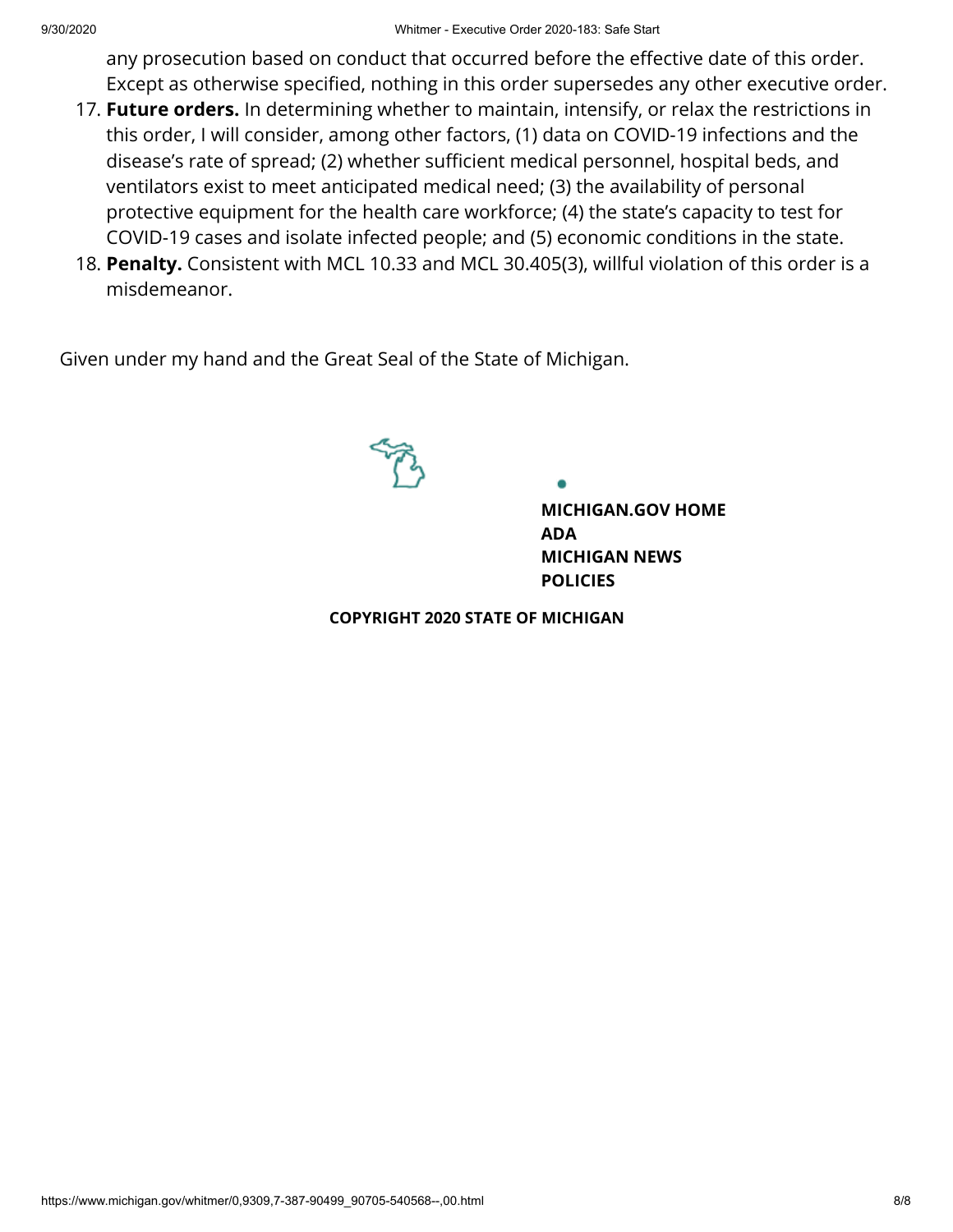any prosecution based on conduct that occurred before the effective date of this order. Except as otherwise specified, nothing in this order supersedes any other executive order.

17. **Future orders.** In determining whether to maintain, intensify, or relax the restrictions in this order, I will consider, among other factors, (1) data on COVID-19 infections and the disease's rate of spread; (2) whether sufficient medical personnel, hospital beds, and ventilators exist to meet anticipated medical need; (3) the availability of personal protective equipment for the health care workforce; (4) the state's capacity to test for COVID-19 cases and isolate infected people; and (5) economic conditions in the state.
18. **Penalty.** Consistent with MCL 10.33 and MCL 30.405(3), willful violation of this order is a misdemeanor.

Given under my hand and the Great Seal of the State of Michigan.

**MICHIGAN.GOV HOME**
**ADA**
**MICHIGAN NEWS**
**POLICIES**

**COPYRIGHT 2020 STATE OF MICHIGAN**